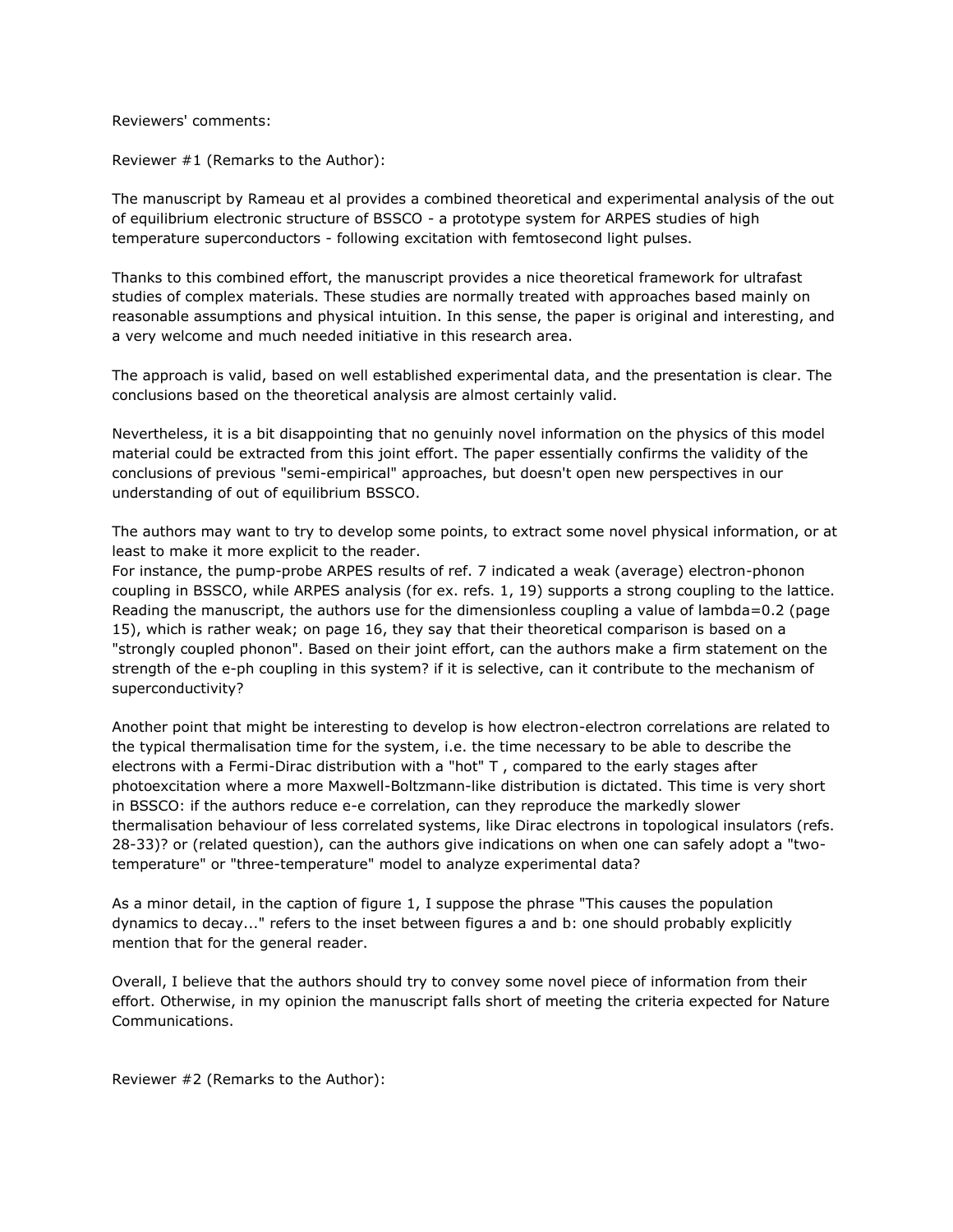Reviewers' comments:

Reviewer #1 (Remarks to the Author):

The manuscript by Rameau et al provides a combined theoretical and experimental analysis of the out of equilibrium electronic structure of BSSCO - a prototype system for ARPES studies of high temperature superconductors - following excitation with femtosecond light pulses.

Thanks to this combined effort, the manuscript provides a nice theoretical framework for ultrafast studies of complex materials. These studies are normally treated with approaches based mainly on reasonable assumptions and physical intuition. In this sense, the paper is original and interesting, and a very welcome and much needed initiative in this research area.

The approach is valid, based on well established experimental data, and the presentation is clear. The conclusions based on the theoretical analysis are almost certainly valid.

Nevertheless, it is a bit disappointing that no genuinly novel information on the physics of this model material could be extracted from this joint effort. The paper essentially confirms the validity of the conclusions of previous "semi-empirical" approaches, but doesn't open new perspectives in our understanding of out of equilibrium BSSCO.

The authors may want to try to develop some points, to extract some novel physical information, or at least to make it more explicit to the reader.
For instance, the pump-probe ARPES results of ref. 7 indicated a weak (average) electron-phonon coupling in BSSCO, while ARPES analysis (for ex. refs. 1, 19) supports a strong coupling to the lattice. Reading the manuscript, the authors use for the dimensionless coupling a value of lambda=0.2 (page 15), which is rather weak; on page 16, they say that their theoretical comparison is based on a "strongly coupled phonon". Based on their joint effort, can the authors make a firm statement on the strength of the e-ph coupling in this system? if it is selective, can it contribute to the mechanism of superconductivity?

Another point that might be interesting to develop is how electron-electron correlations are related to the typical thermalisation time for the system, i.e. the time necessary to be able to describe the electrons with a Fermi-Dirac distribution with a "hot" T , compared to the early stages after photoexcitation where a more Maxwell-Boltzmann-like distribution is dictated. This time is very short in BSSCO: if the authors reduce e-e correlation, can they reproduce the markedly slower thermalisation behaviour of less correlated systems, like Dirac electrons in topological insulators (refs. 28-33)? or (related question), can the authors give indications on when one can safely adopt a "two-temperature" or "three-temperature" model to analyze experimental data?

As a minor detail, in the caption of figure 1, I suppose the phrase "This causes the population dynamics to decay..." refers to the inset between figures a and b: one should probably explicitly mention that for the general reader.

Overall, I believe that the authors should try to convey some novel piece of information from their effort. Otherwise, in my opinion the manuscript falls short of meeting the criteria expected for Nature Communications.

Reviewer #2 (Remarks to the Author):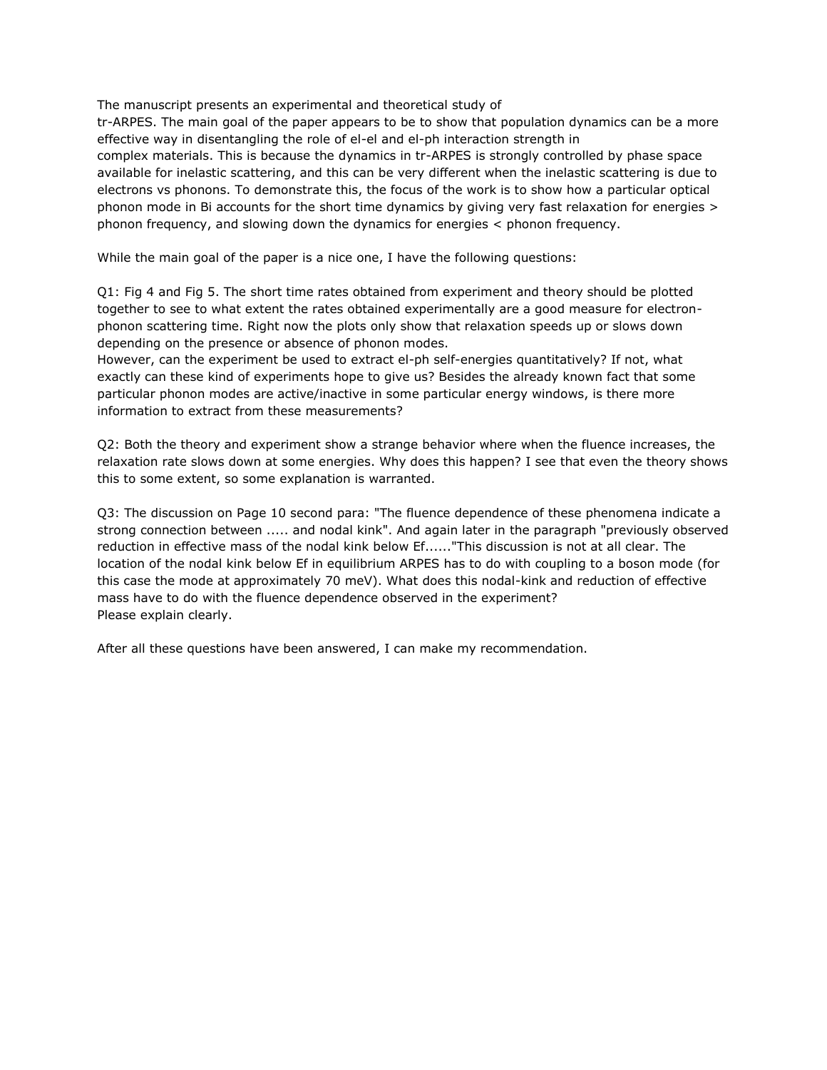The manuscript presents an experimental and theoretical study of tr-ARPES. The main goal of the paper appears to be to show that population dynamics can be a more effective way in disentangling the role of el-el and el-ph interaction strength in complex materials. This is because the dynamics in tr-ARPES is strongly controlled by phase space available for inelastic scattering, and this can be very different when the inelastic scattering is due to electrons vs phonons. To demonstrate this, the focus of the work is to show how a particular optical phonon mode in Bi accounts for the short time dynamics by giving very fast relaxation for energies > phonon frequency, and slowing down the dynamics for energies < phonon frequency.

While the main goal of the paper is a nice one, I have the following questions:

Q1: Fig 4 and Fig 5. The short time rates obtained from experiment and theory should be plotted together to see to what extent the rates obtained experimentally are a good measure for electron-phonon scattering time. Right now the plots only show that relaxation speeds up or slows down depending on the presence or absence of phonon modes.
However, can the experiment be used to extract el-ph self-energies quantitatively? If not, what exactly can these kind of experiments hope to give us? Besides the already known fact that some particular phonon modes are active/inactive in some particular energy windows, is there more information to extract from these measurements?

Q2: Both the theory and experiment show a strange behavior where when the fluence increases, the relaxation rate slows down at some energies. Why does this happen? I see that even the theory shows this to some extent, so some explanation is warranted.

Q3: The discussion on Page 10 second para: "The fluence dependence of these phenomena indicate a strong connection between ..... and nodal kink". And again later in the paragraph "previously observed reduction in effective mass of the nodal kink below Ef......"This discussion is not at all clear. The location of the nodal kink below Ef in equilibrium ARPES has to do with coupling to a boson mode (for this case the mode at approximately 70 meV). What does this nodal-kink and reduction of effective mass have to do with the fluence dependence observed in the experiment?
Please explain clearly.

After all these questions have been answered, I can make my recommendation.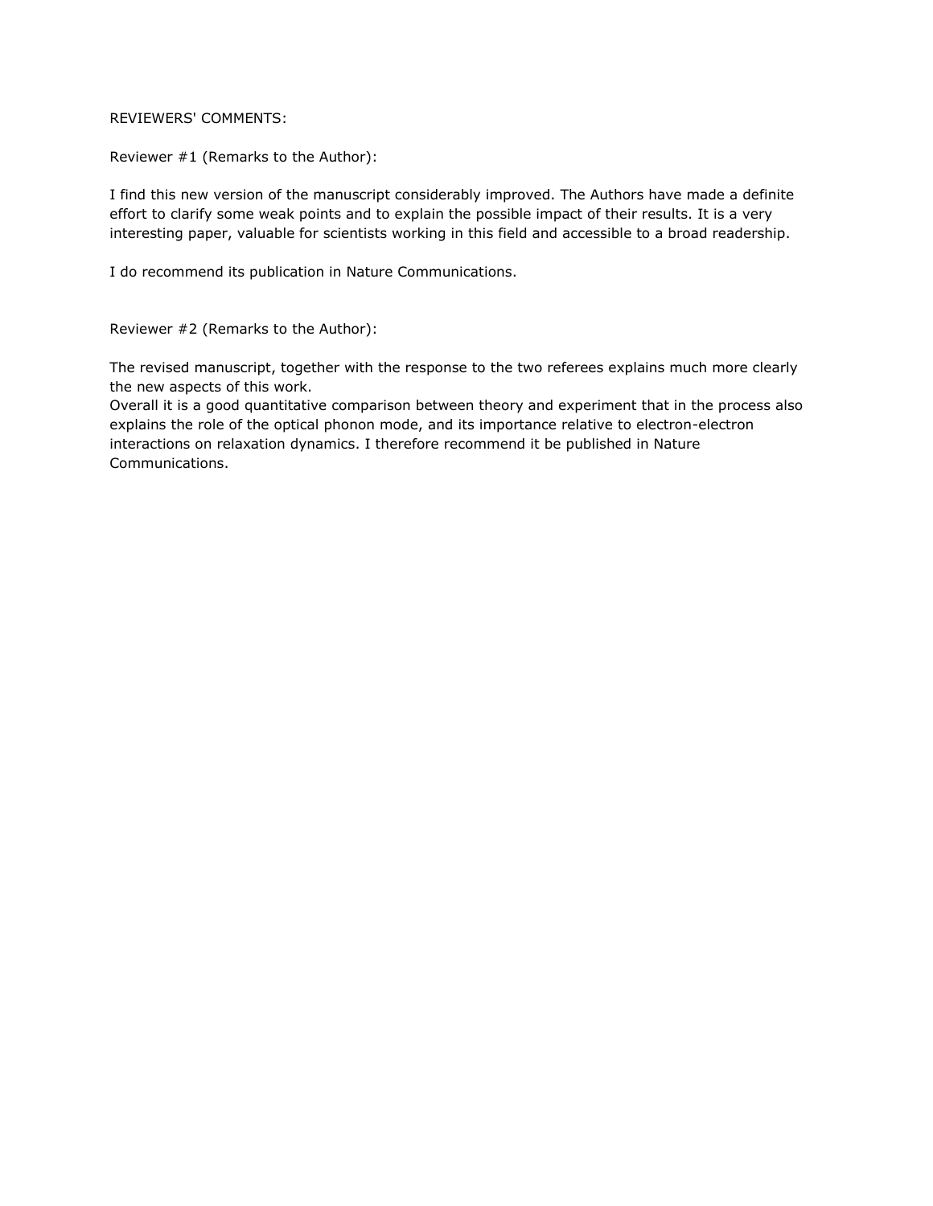REVIEWERS' COMMENTS:

Reviewer #1 (Remarks to the Author):

I find this new version of the manuscript considerably improved. The Authors have made a definite effort to clarify some weak points and to explain the possible impact of their results. It is a very interesting paper, valuable for scientists working in this field and accessible to a broad readership.

I do recommend its publication in Nature Communications.

Reviewer #2 (Remarks to the Author):

The revised manuscript, together with the response to the two referees explains much more clearly the new aspects of this work.
Overall it is a good quantitative comparison between theory and experiment that in the process also explains the role of the optical phonon mode, and its importance relative to electron-electron interactions on relaxation dynamics. I therefore recommend it be published in Nature Communications.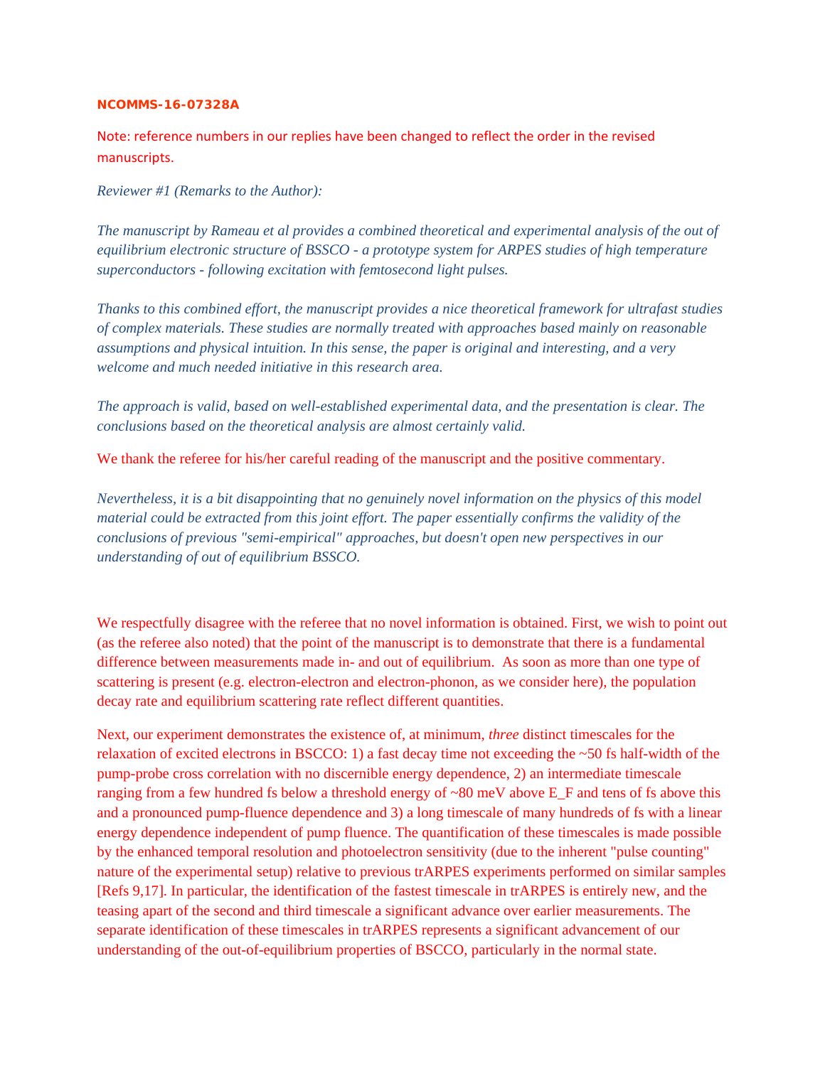**NCOMMS-16-07328A**

Note: reference numbers in our replies have been changed to reflect the order in the revised manuscripts.

*Reviewer #1 (Remarks to the Author):*

*The manuscript by Rameau et al provides a combined theoretical and experimental analysis of the out of equilibrium electronic structure of BSSCO - a prototype system for ARPES studies of high temperature superconductors - following excitation with femtosecond light pulses.*

*Thanks to this combined effort, the manuscript provides a nice theoretical framework for ultrafast studies of complex materials. These studies are normally treated with approaches based mainly on reasonable assumptions and physical intuition. In this sense, the paper is original and interesting, and a very welcome and much needed initiative in this research area.*

*The approach is valid, based on well-established experimental data, and the presentation is clear. The conclusions based on the theoretical analysis are almost certainly valid.*

We thank the referee for his/her careful reading of the manuscript and the positive commentary.

*Nevertheless, it is a bit disappointing that no genuinely novel information on the physics of this model material could be extracted from this joint effort. The paper essentially confirms the validity of the conclusions of previous "semi-empirical" approaches, but doesn't open new perspectives in our understanding of out of equilibrium BSSCO.*

We respectfully disagree with the referee that no novel information is obtained. First, we wish to point out (as the referee also noted) that the point of the manuscript is to demonstrate that there is a fundamental difference between measurements made in- and out of equilibrium. As soon as more than one type of scattering is present (e.g. electron-electron and electron-phonon, as we consider here), the population decay rate and equilibrium scattering rate reflect different quantities.

Next, our experiment demonstrates the existence of, at minimum, *three* distinct timescales for the relaxation of excited electrons in BSCCO: 1) a fast decay time not exceeding the ~50 fs half-width of the pump-probe cross correlation with no discernible energy dependence, 2) an intermediate timescale ranging from a few hundred fs below a threshold energy of ~80 meV above E_F and tens of fs above this and a pronounced pump-fluence dependence and 3) a long timescale of many hundreds of fs with a linear energy dependence independent of pump fluence. The quantification of these timescales is made possible by the enhanced temporal resolution and photoelectron sensitivity (due to the inherent "pulse counting" nature of the experimental setup) relative to previous trARPES experiments performed on similar samples [Refs 9,17]. In particular, the identification of the fastest timescale in trARPES is entirely new, and the teasing apart of the second and third timescale a significant advance over earlier measurements. The separate identification of these timescales in trARPES represents a significant advancement of our understanding of the out-of-equilibrium properties of BSCCO, particularly in the normal state.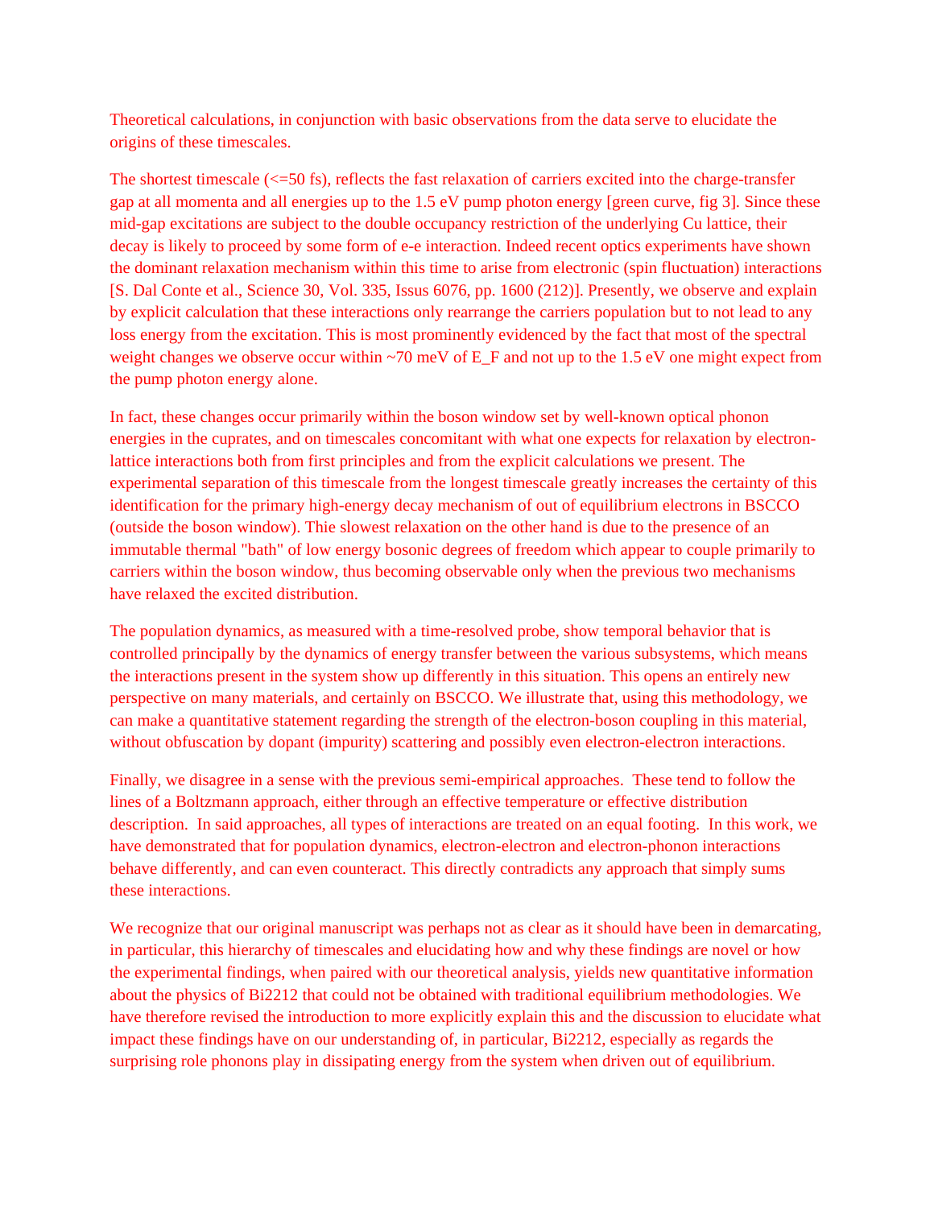Theoretical calculations, in conjunction with basic observations from the data serve to elucidate the origins of these timescales.

The shortest timescale (<=50 fs), reflects the fast relaxation of carriers excited into the charge-transfer gap at all momenta and all energies up to the 1.5 eV pump photon energy [green curve, fig 3]. Since these mid-gap excitations are subject to the double occupancy restriction of the underlying Cu lattice, their decay is likely to proceed by some form of e-e interaction. Indeed recent optics experiments have shown the dominant relaxation mechanism within this time to arise from electronic (spin fluctuation) interactions [S. Dal Conte et al., Science 30, Vol. 335, Issus 6076, pp. 1600 (212)]. Presently, we observe and explain by explicit calculation that these interactions only rearrange the carriers population but to not lead to any loss energy from the excitation. This is most prominently evidenced by the fact that most of the spectral weight changes we observe occur within ~70 meV of $E_F$ and not up to the 1.5 eV one might expect from the pump photon energy alone.

In fact, these changes occur primarily within the boson window set by well-known optical phonon energies in the cuprates, and on timescales concomitant with what one expects for relaxation by electron-lattice interactions both from first principles and from the explicit calculations we present. The experimental separation of this timescale from the longest timescale greatly increases the certainty of this identification for the primary high-energy decay mechanism of out of equilibrium electrons in BSCCO (outside the boson window). Thie slowest relaxation on the other hand is due to the presence of an immutable thermal "bath" of low energy bosonic degrees of freedom which appear to couple primarily to carriers within the boson window, thus becoming observable only when the previous two mechanisms have relaxed the excited distribution.

The population dynamics, as measured with a time-resolved probe, show temporal behavior that is controlled principally by the dynamics of energy transfer between the various subsystems, which means the interactions present in the system show up differently in this situation. This opens an entirely new perspective on many materials, and certainly on BSCCO. We illustrate that, using this methodology, we can make a quantitative statement regarding the strength of the electron-boson coupling in this material, without obfuscation by dopant (impurity) scattering and possibly even electron-electron interactions.

Finally, we disagree in a sense with the previous semi-empirical approaches. These tend to follow the lines of a Boltzmann approach, either through an effective temperature or effective distribution description. In said approaches, all types of interactions are treated on an equal footing. In this work, we have demonstrated that for population dynamics, electron-electron and electron-phonon interactions behave differently, and can even counteract. This directly contradicts any approach that simply sums these interactions.

We recognize that our original manuscript was perhaps not as clear as it should have been in demarcating, in particular, this hierarchy of timescales and elucidating how and why these findings are novel or how the experimental findings, when paired with our theoretical analysis, yields new quantitative information about the physics of Bi2212 that could not be obtained with traditional equilibrium methodologies. We have therefore revised the introduction to more explicitly explain this and the discussion to elucidate what impact these findings have on our understanding of, in particular, Bi2212, especially as regards the surprising role phonons play in dissipating energy from the system when driven out of equilibrium.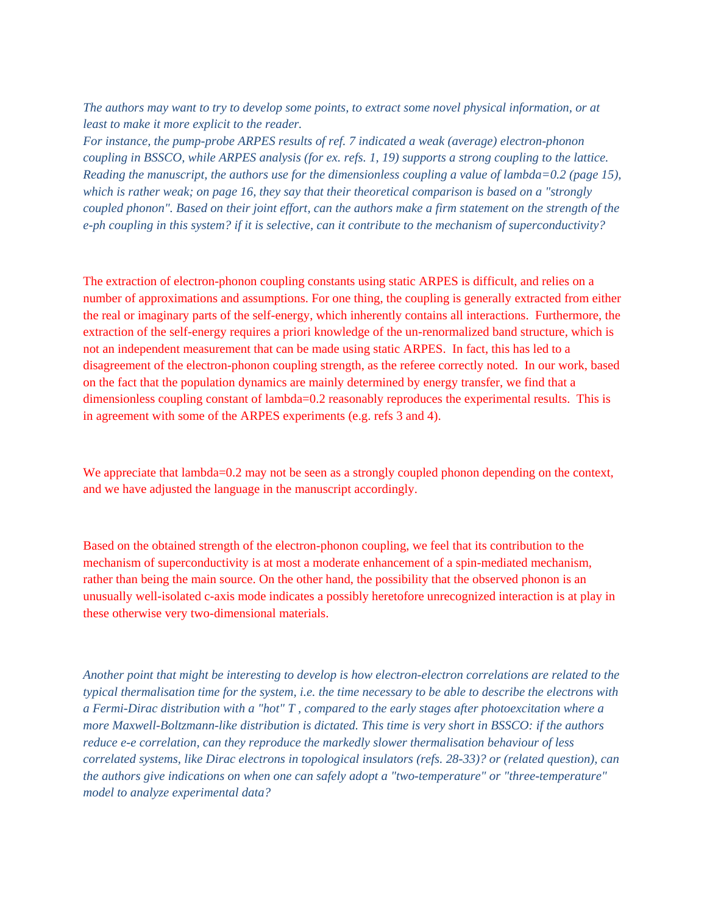*The authors may want to try to develop some points, to extract some novel physical information, or at least to make it more explicit to the reader.*
*For instance, the pump-probe ARPES results of ref. 7 indicated a weak (average) electron-phonon coupling in BSSCO, while ARPES analysis (for ex. refs. 1, 19) supports a strong coupling to the lattice. Reading the manuscript, the authors use for the dimensionless coupling a value of lambda=0.2 (page 15), which is rather weak; on page 16, they say that their theoretical comparison is based on a "strongly coupled phonon". Based on their joint effort, can the authors make a firm statement on the strength of the e-ph coupling in this system? if it is selective, can it contribute to the mechanism of superconductivity?*

The extraction of electron-phonon coupling constants using static ARPES is difficult, and relies on a number of approximations and assumptions. For one thing, the coupling is generally extracted from either the real or imaginary parts of the self-energy, which inherently contains all interactions. Furthermore, the extraction of the self-energy requires a priori knowledge of the un-renormalized band structure, which is not an independent measurement that can be made using static ARPES. In fact, this has led to a disagreement of the electron-phonon coupling strength, as the referee correctly noted. In our work, based on the fact that the population dynamics are mainly determined by energy transfer, we find that a dimensionless coupling constant of lambda=0.2 reasonably reproduces the experimental results. This is in agreement with some of the ARPES experiments (e.g. refs 3 and 4).

We appreciate that lambda=0.2 may not be seen as a strongly coupled phonon depending on the context, and we have adjusted the language in the manuscript accordingly.

Based on the obtained strength of the electron-phonon coupling, we feel that its contribution to the mechanism of superconductivity is at most a moderate enhancement of a spin-mediated mechanism, rather than being the main source. On the other hand, the possibility that the observed phonon is an unusually well-isolated c-axis mode indicates a possibly heretofore unrecognized interaction is at play in these otherwise very two-dimensional materials.

*Another point that might be interesting to develop is how electron-electron correlations are related to the typical thermalisation time for the system, i.e. the time necessary to be able to describe the electrons with a Fermi-Dirac distribution with a "hot" T , compared to the early stages after photoexcitation where a more Maxwell-Boltzmann-like distribution is dictated. This time is very short in BSSCO: if the authors reduce e-e correlation, can they reproduce the markedly slower thermalisation behaviour of less correlated systems, like Dirac electrons in topological insulators (refs. 28-33)? or (related question), can the authors give indications on when one can safely adopt a "two-temperature" or "three-temperature" model to analyze experimental data?*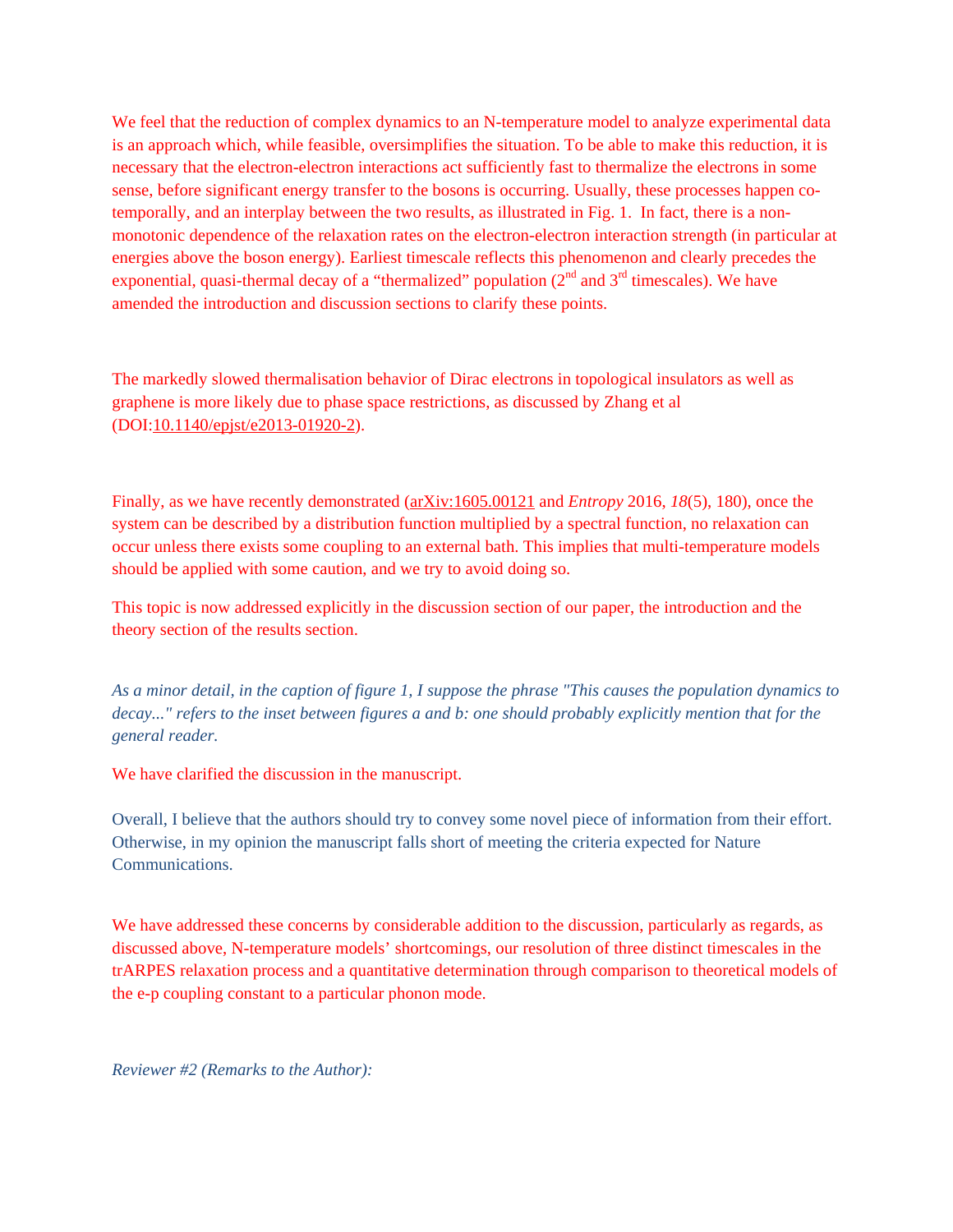We feel that the reduction of complex dynamics to an N-temperature model to analyze experimental data is an approach which, while feasible, oversimplifies the situation. To be able to make this reduction, it is necessary that the electron-electron interactions act sufficiently fast to thermalize the electrons in some sense, before significant energy transfer to the bosons is occurring. Usually, these processes happen co-temporally, and an interplay between the two results, as illustrated in Fig. 1. In fact, there is a non-monotonic dependence of the relaxation rates on the electron-electron interaction strength (in particular at energies above the boson energy). Earliest timescale reflects this phenomenon and clearly precedes the exponential, quasi-thermal decay of a "thermalized" population (2nd and 3rd timescales). We have amended the introduction and discussion sections to clarify these points.

The markedly slowed thermalisation behavior of Dirac electrons in topological insulators as well as graphene is more likely due to phase space restrictions, as discussed by Zhang et al (DOI:10.1140/epjst/e2013-01920-2).

Finally, as we have recently demonstrated (arXiv:1605.00121 and *Entropy* 2016, *18*(5), 180), once the system can be described by a distribution function multiplied by a spectral function, no relaxation can occur unless there exists some coupling to an external bath. This implies that multi-temperature models should be applied with some caution, and we try to avoid doing so.

This topic is now addressed explicitly in the discussion section of our paper, the introduction and the theory section of the results section.

*As a minor detail, in the caption of figure 1, I suppose the phrase "This causes the population dynamics to decay..." refers to the inset between figures a and b: one should probably explicitly mention that for the general reader.*

We have clarified the discussion in the manuscript.

Overall, I believe that the authors should try to convey some novel piece of information from their effort. Otherwise, in my opinion the manuscript falls short of meeting the criteria expected for Nature Communications.

We have addressed these concerns by considerable addition to the discussion, particularly as regards, as discussed above, N-temperature models' shortcomings, our resolution of three distinct timescales in the trARPES relaxation process and a quantitative determination through comparison to theoretical models of the e-p coupling constant to a particular phonon mode.

*Reviewer #2 (Remarks to the Author):*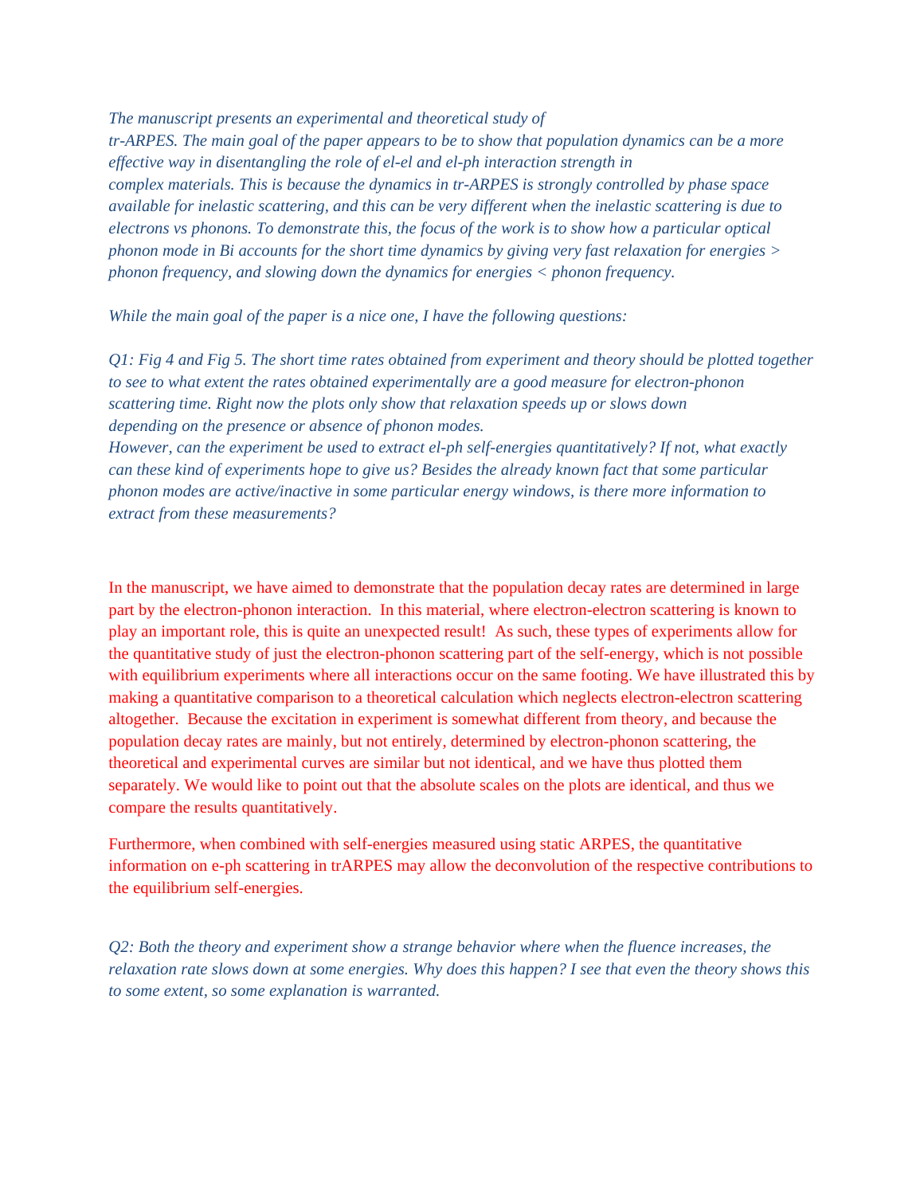*The manuscript presents an experimental and theoretical study of tr-ARPES. The main goal of the paper appears to be to show that population dynamics can be a more effective way in disentangling the role of el-el and el-ph interaction strength in complex materials. This is because the dynamics in tr-ARPES is strongly controlled by phase space available for inelastic scattering, and this can be very different when the inelastic scattering is due to electrons vs phonons. To demonstrate this, the focus of the work is to show how a particular optical phonon mode in Bi accounts for the short time dynamics by giving very fast relaxation for energies > phonon frequency, and slowing down the dynamics for energies < phonon frequency.*

*While the main goal of the paper is a nice one, I have the following questions:*

*Q1: Fig 4 and Fig 5. The short time rates obtained from experiment and theory should be plotted together to see to what extent the rates obtained experimentally are a good measure for electron-phonon scattering time. Right now the plots only show that relaxation speeds up or slows down depending on the presence or absence of phonon modes.*
*However, can the experiment be used to extract el-ph self-energies quantitatively? If not, what exactly can these kind of experiments hope to give us? Besides the already known fact that some particular phonon modes are active/inactive in some particular energy windows, is there more information to extract from these measurements?*

In the manuscript, we have aimed to demonstrate that the population decay rates are determined in large part by the electron-phonon interaction. In this material, where electron-electron scattering is known to play an important role, this is quite an unexpected result! As such, these types of experiments allow for the quantitative study of just the electron-phonon scattering part of the self-energy, which is not possible with equilibrium experiments where all interactions occur on the same footing. We have illustrated this by making a quantitative comparison to a theoretical calculation which neglects electron-electron scattering altogether. Because the excitation in experiment is somewhat different from theory, and because the population decay rates are mainly, but not entirely, determined by electron-phonon scattering, the theoretical and experimental curves are similar but not identical, and we have thus plotted them separately. We would like to point out that the absolute scales on the plots are identical, and thus we compare the results quantitatively.

Furthermore, when combined with self-energies measured using static ARPES, the quantitative information on e-ph scattering in trARPES may allow the deconvolution of the respective contributions to the equilibrium self-energies.

*Q2: Both the theory and experiment show a strange behavior where when the fluence increases, the relaxation rate slows down at some energies. Why does this happen? I see that even the theory shows this to some extent, so some explanation is warranted.*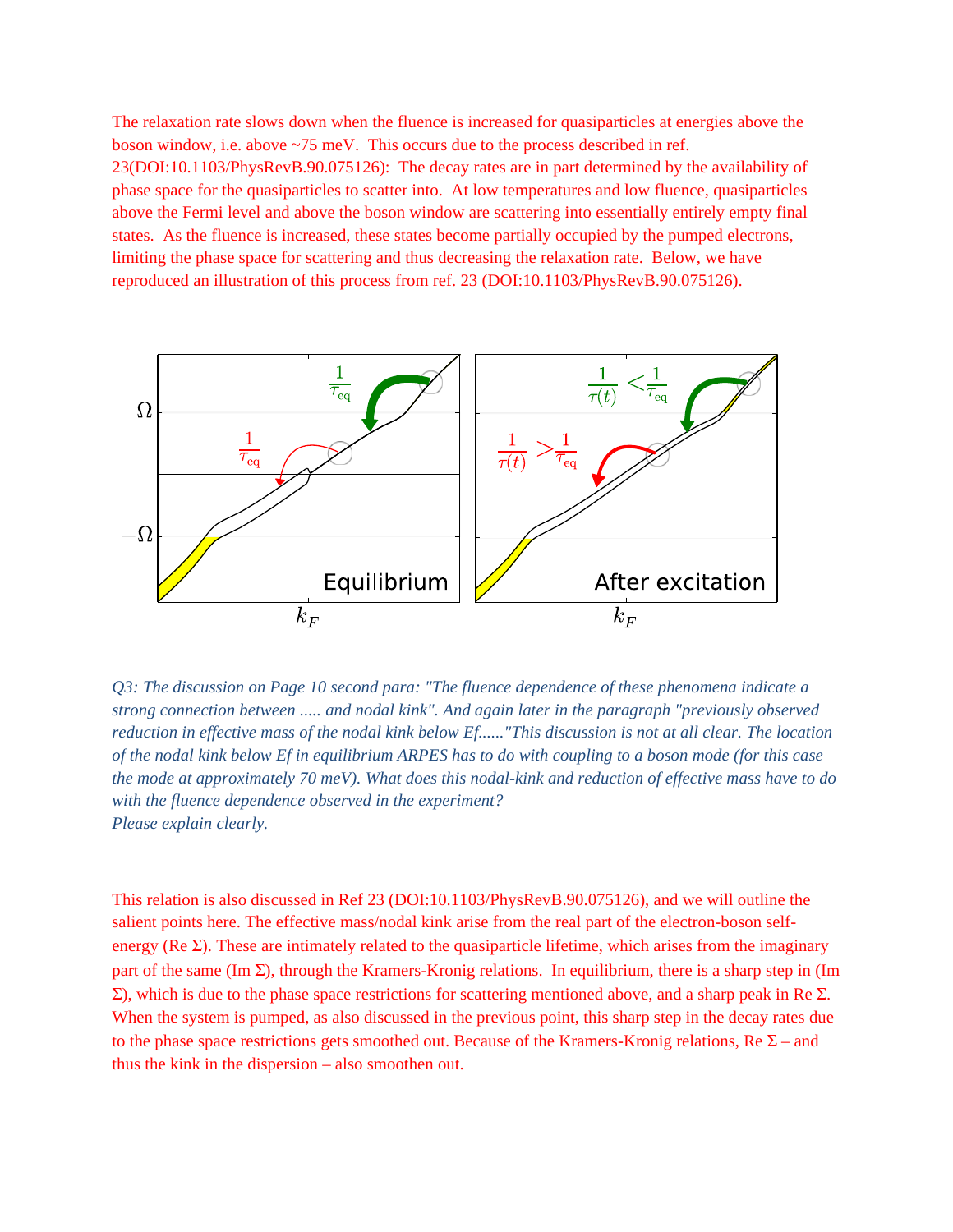The relaxation rate slows down when the fluence is increased for quasiparticles at energies above the boson window, i.e. above ~75 meV. This occurs due to the process described in ref. 23(DOI:10.1103/PhysRevB.90.075126): The decay rates are in part determined by the availability of phase space for the quasiparticles to scatter into. At low temperatures and low fluence, quasiparticles above the Fermi level and above the boson window are scattering into essentially entirely empty final states. As the fluence is increased, these states become partially occupied by the pumped electrons, limiting the phase space for scattering and thus decreasing the relaxation rate. Below, we have reproduced an illustration of this process from ref. 23 (DOI:10.1103/PhysRevB.90.075126).

*Q3: The discussion on Page 10 second para: "The fluence dependence of these phenomena indicate a strong connection between ..... and nodal kink". And again later in the paragraph "previously observed reduction in effective mass of the nodal kink below Ef......"This discussion is not at all clear. The location of the nodal kink below Ef in equilibrium ARPES has to do with coupling to a boson mode (for this case the mode at approximately 70 meV). What does this nodal-kink and reduction of effective mass have to do with the fluence dependence observed in the experiment?*
*Please explain clearly.*

This relation is also discussed in Ref 23 (DOI:10.1103/PhysRevB.90.075126), and we will outline the salient points here. The effective mass/nodal kink arise from the real part of the electron-boson self-energy (Re Σ). These are intimately related to the quasiparticle lifetime, which arises from the imaginary part of the same (Im Σ), through the Kramers-Kronig relations. In equilibrium, there is a sharp step in (Im Σ), which is due to the phase space restrictions for scattering mentioned above, and a sharp peak in Re Σ. When the system is pumped, as also discussed in the previous point, this sharp step in the decay rates due to the phase space restrictions gets smoothed out. Because of the Kramers-Kronig relations, Re Σ – and thus the kink in the dispersion – also smoothen out.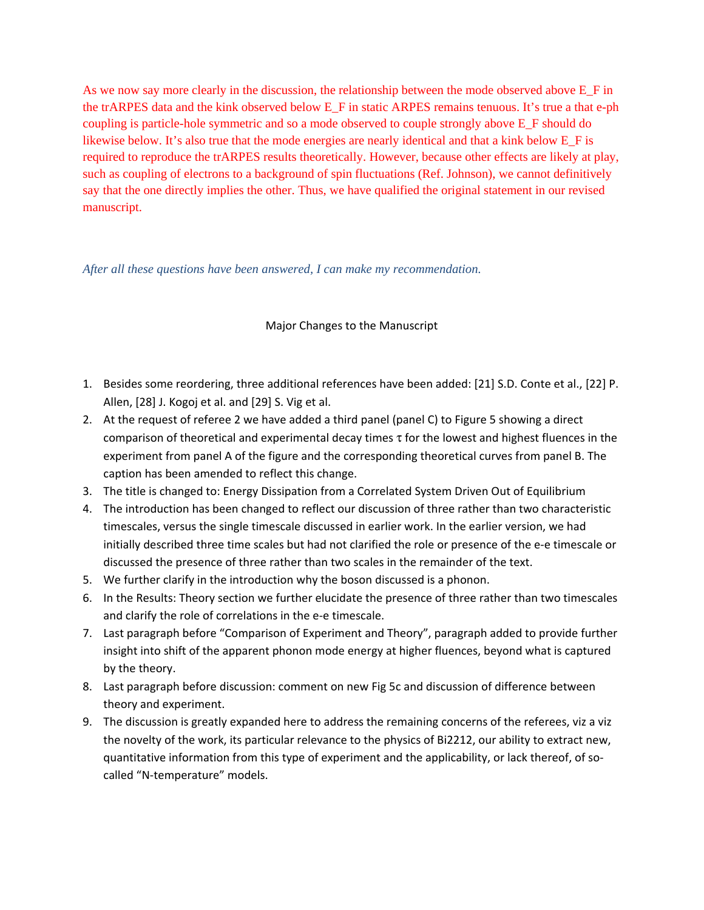As we now say more clearly in the discussion, the relationship between the mode observed above E_F in the trARPES data and the kink observed below E_F in static ARPES remains tenuous. It's true a that e-ph coupling is particle-hole symmetric and so a mode observed to couple strongly above E_F should do likewise below. It's also true that the mode energies are nearly identical and that a kink below E_F is required to reproduce the trARPES results theoretically. However, because other effects are likely at play, such as coupling of electrons to a background of spin fluctuations (Ref. Johnson), we cannot definitively say that the one directly implies the other. Thus, we have qualified the original statement in our revised manuscript.

*After all these questions have been answered, I can make my recommendation.*

Major Changes to the Manuscript

1. Besides some reordering, three additional references have been added: [21] S.D. Conte et al., [22] P. Allen, [28] J. Kogoj et al. and [29] S. Vig et al.
2. At the request of referee 2 we have added a third panel (panel C) to Figure 5 showing a direct comparison of theoretical and experimental decay times $\tau$ for the lowest and highest fluences in the experiment from panel A of the figure and the corresponding theoretical curves from panel B. The caption has been amended to reflect this change.
3. The title is changed to: Energy Dissipation from a Correlated System Driven Out of Equilibrium
4. The introduction has been changed to reflect our discussion of three rather than two characteristic timescales, versus the single timescale discussed in earlier work. In the earlier version, we had initially described three time scales but had not clarified the role or presence of the e-e timescale or discussed the presence of three rather than two scales in the remainder of the text.
5. We further clarify in the introduction why the boson discussed is a phonon.
6. In the Results: Theory section we further elucidate the presence of three rather than two timescales and clarify the role of correlations in the e-e timescale.
7. Last paragraph before "Comparison of Experiment and Theory", paragraph added to provide further insight into shift of the apparent phonon mode energy at higher fluences, beyond what is captured by the theory.
8. Last paragraph before discussion: comment on new Fig 5c and discussion of difference between theory and experiment.
9. The discussion is greatly expanded here to address the remaining concerns of the referees, viz a viz the novelty of the work, its particular relevance to the physics of Bi2212, our ability to extract new, quantitative information from this type of experiment and the applicability, or lack thereof, of so-called "N-temperature" models.